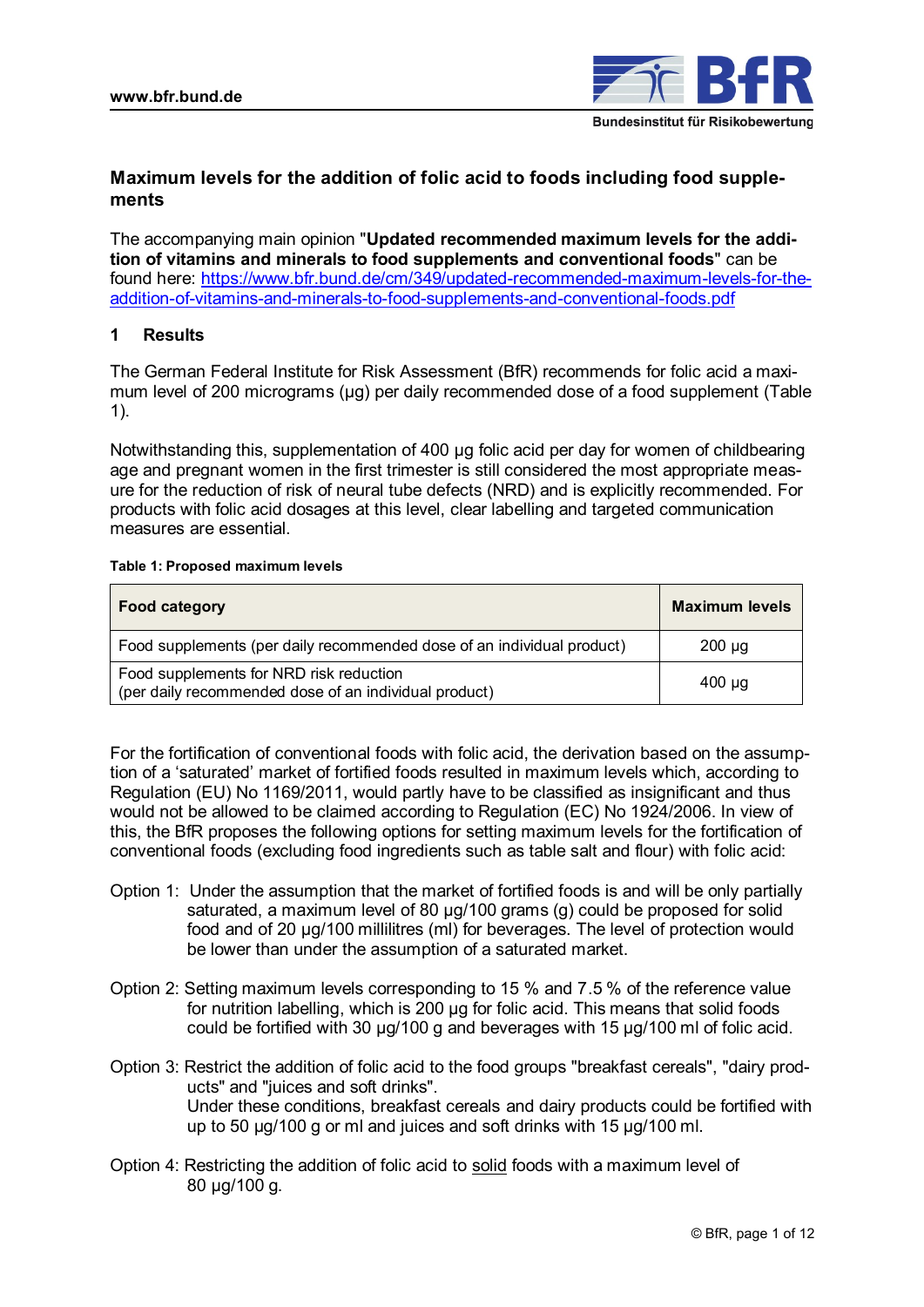# Maximum levels for the addition of folic acid to foods including food supplements

The accompanying main opinion "**Updated recommended maximum levels for the addition of vitamins and minerals to food supplements and conventional foods**" can be found here: https://www.bfr.bund.de/cm/349/updated-recommended-maximum-levels-for-the-addition-of-vitamins-and-minerals-to-food-supplements-and-conventional-foods.pdf

## 1 Results

The German Federal Institute for Risk Assessment (BfR) recommends for folic acid a maximum level of 200 micrograms (µg) per daily recommended dose of a food supplement (Table 1).

Notwithstanding this, supplementation of 400 µg folic acid per day for women of childbearing age and pregnant women in the first trimester is still considered the most appropriate measure for the reduction of risk of neural tube defects (NRD) and is explicitly recommended. For products with folic acid dosages at this level, clear labelling and targeted communication measures are essential.

**Table 1: Proposed maximum levels**

| Food category | Maximum levels |
| --- | --- |
| Food supplements (per daily recommended dose of an individual product) | 200 µg |
| Food supplements for NRD risk reduction (per daily recommended dose of an individual product) | 400 µg |

For the fortification of conventional foods with folic acid, the derivation based on the assumption of a 'saturated' market of fortified foods resulted in maximum levels which, according to Regulation (EU) No 1169/2011, would partly have to be classified as insignificant and thus would not be allowed to be claimed according to Regulation (EC) No 1924/2006. In view of this, the BfR proposes the following options for setting maximum levels for the fortification of conventional foods (excluding food ingredients such as table salt and flour) with folic acid:

Option 1: Under the assumption that the market of fortified foods is and will be only partially saturated, a maximum level of 80 µg/100 grams (g) could be proposed for solid food and of 20 µg/100 millilitres (ml) for beverages. The level of protection would be lower than under the assumption of a saturated market.

Option 2: Setting maximum levels corresponding to 15 % and 7.5 % of the reference value for nutrition labelling, which is 200 µg for folic acid. This means that solid foods could be fortified with 30 µg/100 g and beverages with 15 µg/100 ml of folic acid.

Option 3: Restrict the addition of folic acid to the food groups "breakfast cereals", "dairy products" and "juices and soft drinks".
Under these conditions, breakfast cereals and dairy products could be fortified with up to 50 µg/100 g or ml and juices and soft drinks with 15 µg/100 ml.

Option 4: Restricting the addition of folic acid to solid foods with a maximum level of 80 µg/100 g.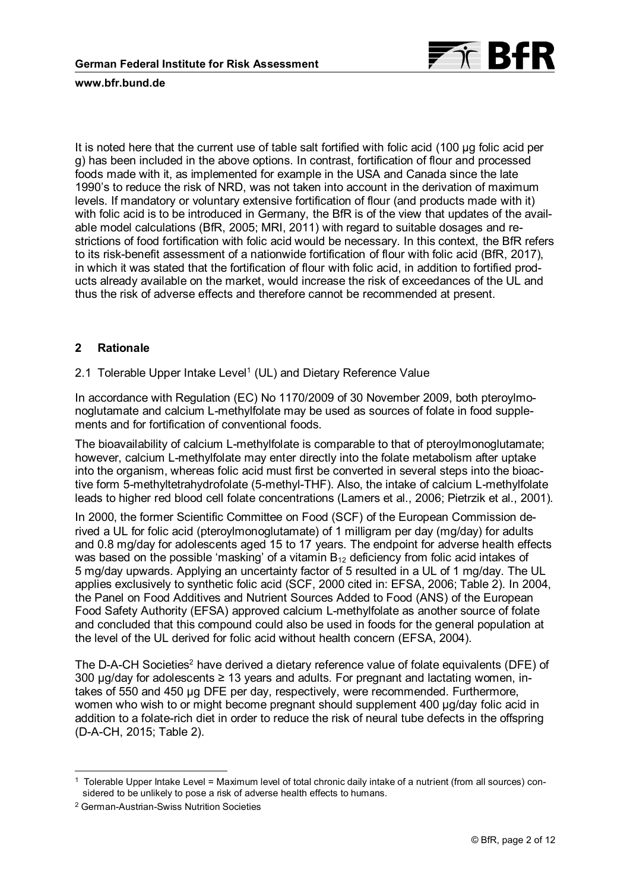It is noted here that the current use of table salt fortified with folic acid (100 µg folic acid per g) has been included in the above options. In contrast, fortification of flour and processed foods made with it, as implemented for example in the USA and Canada since the late 1990's to reduce the risk of NRD, was not taken into account in the derivation of maximum levels. If mandatory or voluntary extensive fortification of flour (and products made with it) with folic acid is to be introduced in Germany, the BfR is of the view that updates of the available model calculations (BfR, 2005; MRI, 2011) with regard to suitable dosages and restrictions of food fortification with folic acid would be necessary. In this context, the BfR refers to its risk-benefit assessment of a nationwide fortification of flour with folic acid (BfR, 2017), in which it was stated that the fortification of flour with folic acid, in addition to fortified products already available on the market, would increase the risk of exceedances of the UL and thus the risk of adverse effects and therefore cannot be recommended at present.

## 2 Rationale

### 2.1 Tolerable Upper Intake Level[1] (UL) and Dietary Reference Value

In accordance with Regulation (EC) No 1170/2009 of 30 November 2009, both pteroylmonoglutamate and calcium L-methylfolate may be used as sources of folate in food supplements and for fortification of conventional foods.

The bioavailability of calcium L-methylfolate is comparable to that of pteroylmonoglutamate; however, calcium L-methylfolate may enter directly into the folate metabolism after uptake into the organism, whereas folic acid must first be converted in several steps into the bioactive form 5-methyltetrahydrofolate (5-methyl-THF). Also, the intake of calcium L-methylfolate leads to higher red blood cell folate concentrations (Lamers et al., 2006; Pietrzik et al., 2001).

In 2000, the former Scientific Committee on Food (SCF) of the European Commission derived a UL for folic acid (pteroylmonoglutamate) of 1 milligram per day (mg/day) for adults and 0.8 mg/day for adolescents aged 15 to 17 years. The endpoint for adverse health effects was based on the possible 'masking' of a vitamin $B_{12}$ deficiency from folic acid intakes of 5 mg/day upwards. Applying an uncertainty factor of 5 resulted in a UL of 1 mg/day. The UL applies exclusively to synthetic folic acid (SCF, 2000 cited in: EFSA, 2006; Table 2). In 2004, the Panel on Food Additives and Nutrient Sources Added to Food (ANS) of the European Food Safety Authority (EFSA) approved calcium L-methylfolate as another source of folate and concluded that this compound could also be used in foods for the general population at the level of the UL derived for folic acid without health concern (EFSA, 2004).

The D-A-CH Societies[2] have derived a dietary reference value of folate equivalents (DFE) of 300 µg/day for adolescents ≥ 13 years and adults. For pregnant and lactating women, intakes of 550 and 450 µg DFE per day, respectively, were recommended. Furthermore, women who wish to or might become pregnant should supplement 400 µg/day folic acid in addition to a folate-rich diet in order to reduce the risk of neural tube defects in the offspring (D-A-CH, 2015; Table 2).

---

[1] Tolerable Upper Intake Level = Maximum level of total chronic daily intake of a nutrient (from all sources) considered to be unlikely to pose a risk of adverse health effects to humans.

[2] German-Austrian-Swiss Nutrition Societies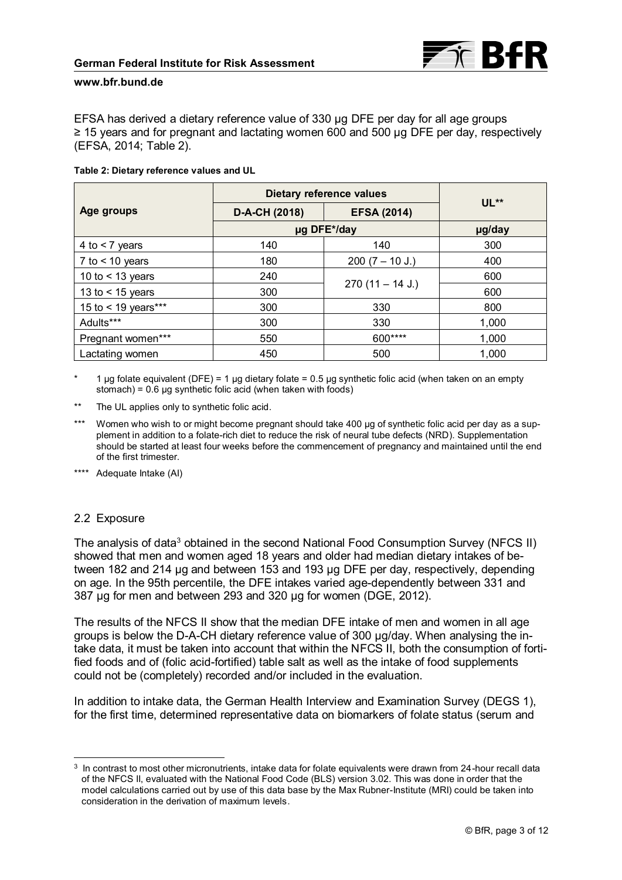EFSA has derived a dietary reference value of 330 µg DFE per day for all age groups ≥ 15 years and for pregnant and lactating women 600 and 500 µg DFE per day, respectively (EFSA, 2014; Table 2).

**Table 2: Dietary reference values and UL**

| Age groups | Dietary reference values | | UL** |
|---|---|---|---|
| | D-A-CH (2018) | EFSA (2014) | |
| | µg DFE*/day | | µg/day |
| 4 to < 7 years | 140 | 140 | 300 |
| 7 to < 10 years | 180 | 200 (7 – 10 J.) | 400 |
| 10 to < 13 years | 240 | 270 (11 – 14 J.) | 600 |
| 13 to < 15 years | 300 | | 600 |
| 15 to < 19 years*** | 300 | 330 | 800 |
| Adults*** | 300 | 330 | 1,000 |
| Pregnant women*** | 550 | 600**** | 1,000 |
| Lactating women | 450 | 500 | 1,000 |

\* 1 µg folate equivalent (DFE) = 1 µg dietary folate = 0.5 µg synthetic folic acid (when taken on an empty stomach) = 0.6 µg synthetic folic acid (when taken with foods)

** The UL applies only to synthetic folic acid.

*** Women who wish to or might become pregnant should take 400 µg of synthetic folic acid per day as a supplement in addition to a folate-rich diet to reduce the risk of neural tube defects (NRD). Supplementation should be started at least four weeks before the commencement of pregnancy and maintained until the end of the first trimester.

**** Adequate Intake (AI)

## 2.2 Exposure

The analysis of data[3] obtained in the second National Food Consumption Survey (NFCS II) showed that men and women aged 18 years and older had median dietary intakes of between 182 and 214 µg and between 153 and 193 µg DFE per day, respectively, depending on age. In the 95th percentile, the DFE intakes varied age-dependently between 331 and 387 µg for men and between 293 and 320 µg for women (DGE, 2012).

The results of the NFCS II show that the median DFE intake of men and women in all age groups is below the D-A-CH dietary reference value of 300 µg/day. When analysing the intake data, it must be taken into account that within the NFCS II, both the consumption of fortified foods and of (folic acid-fortified) table salt as well as the intake of food supplements could not be (completely) recorded and/or included in the evaluation.

In addition to intake data, the German Health Interview and Examination Survey (DEGS 1), for the first time, determined representative data on biomarkers of folate status (serum and

[3] In contrast to most other micronutrients, intake data for folate equivalents were drawn from 24-hour recall data of the NFCS II, evaluated with the National Food Code (BLS) version 3.02. This was done in order that the model calculations carried out by use of this data base by the Max Rubner-Institute (MRI) could be taken into consideration in the derivation of maximum levels.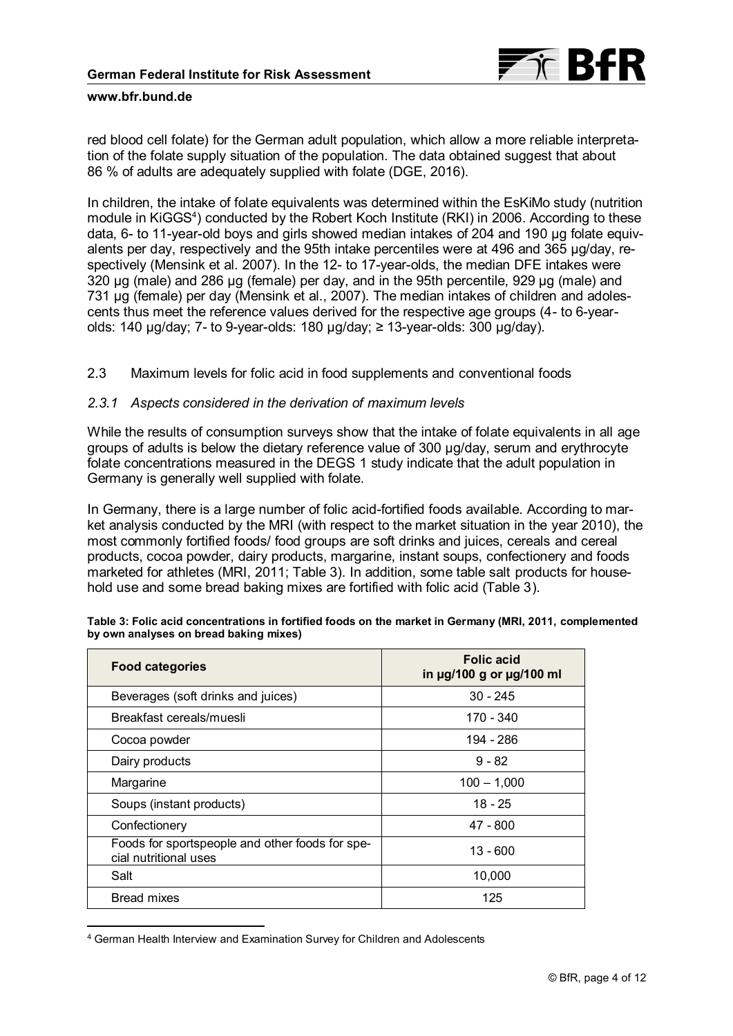red blood cell folate) for the German adult population, which allow a more reliable interpretation of the folate supply situation of the population. The data obtained suggest that about 86 % of adults are adequately supplied with folate (DGE, 2016).

In children, the intake of folate equivalents was determined within the EsKiMo study (nutrition module in KiGGS[4]) conducted by the Robert Koch Institute (RKI) in 2006. According to these data, 6- to 11-year-old boys and girls showed median intakes of 204 and 190 µg folate equivalents per day, respectively and the 95th intake percentiles were at 496 and 365 µg/day, respectively (Mensink et al. 2007). In the 12- to 17-year-olds, the median DFE intakes were 320 µg (male) and 286 µg (female) per day, and in the 95th percentile, 929 µg (male) and 731 µg (female) per day (Mensink et al., 2007). The median intakes of children and adolescents thus meet the reference values derived for the respective age groups (4- to 6-year-olds: 140 µg/day; 7- to 9-year-olds: 180 µg/day; ≥ 13-year-olds: 300 µg/day).

## 2.3 Maximum levels for folic acid in food supplements and conventional foods

### *2.3.1 Aspects considered in the derivation of maximum levels*

While the results of consumption surveys show that the intake of folate equivalents in all age groups of adults is below the dietary reference value of 300 µg/day, serum and erythrocyte folate concentrations measured in the DEGS 1 study indicate that the adult population in Germany is generally well supplied with folate.

In Germany, there is a large number of folic acid-fortified foods available. According to market analysis conducted by the MRI (with respect to the market situation in the year 2010), the most commonly fortified foods/ food groups are soft drinks and juices, cereals and cereal products, cocoa powder, dairy products, margarine, instant soups, confectionery and foods marketed for athletes (MRI, 2011; Table 3). In addition, some table salt products for household use and some bread baking mixes are fortified with folic acid (Table 3).

**Table 3: Folic acid concentrations in fortified foods on the market in Germany (MRI, 2011, complemented by own analyses on bread baking mixes)**

| Food categories | Folic acid in µg/100 g or µg/100 ml |
|---|---|
| Beverages (soft drinks and juices) | 30 - 245 |
| Breakfast cereals/muesli | 170 - 340 |
| Cocoa powder | 194 - 286 |
| Dairy products | 9 - 82 |
| Margarine | 100 – 1,000 |
| Soups (instant products) | 18 - 25 |
| Confectionery | 47 - 800 |
| Foods for sportspeople and other foods for special nutritional uses | 13 - 600 |
| Salt | 10,000 |
| Bread mixes | 125 |

[4] German Health Interview and Examination Survey for Children and Adolescents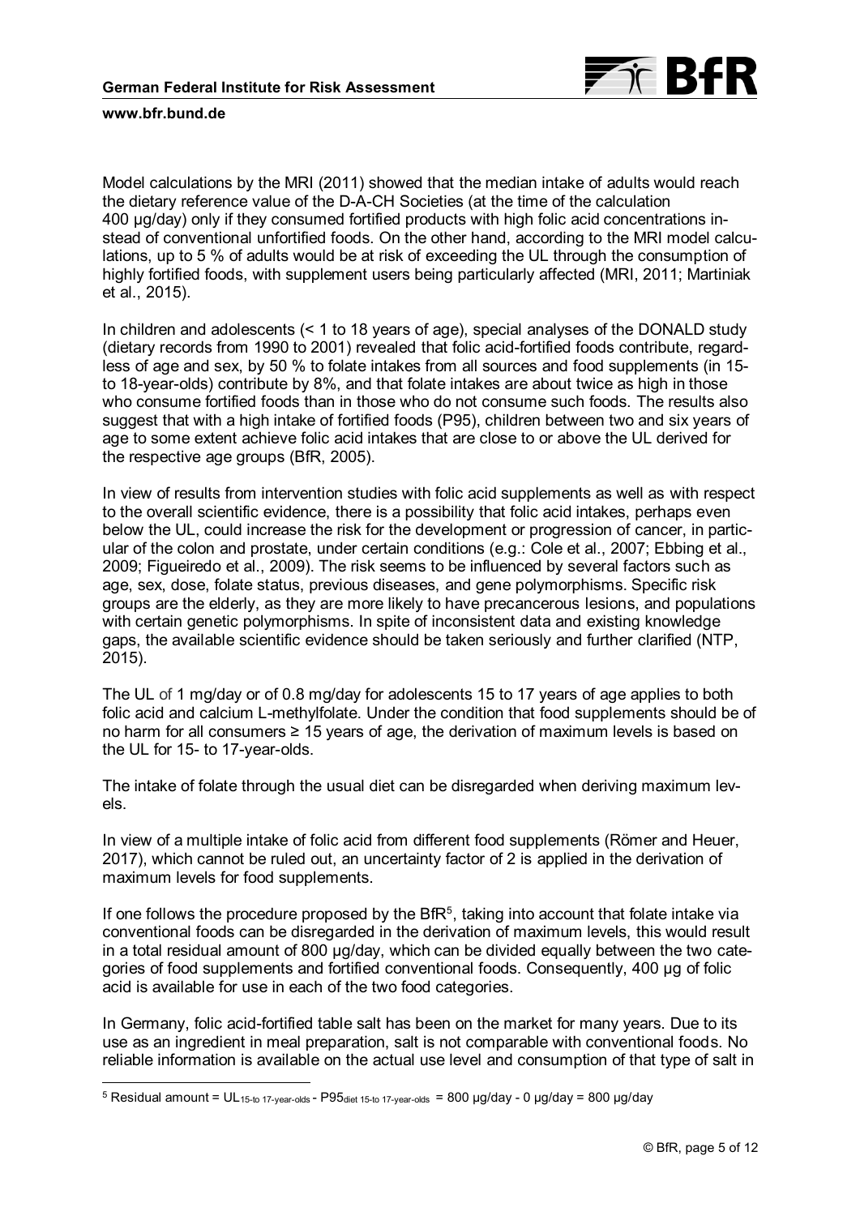Model calculations by the MRI (2011) showed that the median intake of adults would reach the dietary reference value of the D-A-CH Societies (at the time of the calculation 400 µg/day) only if they consumed fortified products with high folic acid concentrations instead of conventional unfortified foods. On the other hand, according to the MRI model calculations, up to 5 % of adults would be at risk of exceeding the UL through the consumption of highly fortified foods, with supplement users being particularly affected (MRI, 2011; Martiniak et al., 2015).

In children and adolescents (< 1 to 18 years of age), special analyses of the DONALD study (dietary records from 1990 to 2001) revealed that folic acid-fortified foods contribute, regardless of age and sex, by 50 % to folate intakes from all sources and food supplements (in 15- to 18-year-olds) contribute by 8%, and that folate intakes are about twice as high in those who consume fortified foods than in those who do not consume such foods. The results also suggest that with a high intake of fortified foods (P95), children between two and six years of age to some extent achieve folic acid intakes that are close to or above the UL derived for the respective age groups (BfR, 2005).

In view of results from intervention studies with folic acid supplements as well as with respect to the overall scientific evidence, there is a possibility that folic acid intakes, perhaps even below the UL, could increase the risk for the development or progression of cancer, in particular of the colon and prostate, under certain conditions (e.g.: Cole et al., 2007; Ebbing et al., 2009; Figueiredo et al., 2009). The risk seems to be influenced by several factors such as age, sex, dose, folate status, previous diseases, and gene polymorphisms. Specific risk groups are the elderly, as they are more likely to have precancerous lesions, and populations with certain genetic polymorphisms. In spite of inconsistent data and existing knowledge gaps, the available scientific evidence should be taken seriously and further clarified (NTP, 2015).

The UL of 1 mg/day or of 0.8 mg/day for adolescents 15 to 17 years of age applies to both folic acid and calcium L-methylfolate. Under the condition that food supplements should be of no harm for all consumers ≥ 15 years of age, the derivation of maximum levels is based on the UL for 15- to 17-year-olds.

The intake of folate through the usual diet can be disregarded when deriving maximum levels.

In view of a multiple intake of folic acid from different food supplements (Römer and Heuer, 2017), which cannot be ruled out, an uncertainty factor of 2 is applied in the derivation of maximum levels for food supplements.

If one follows the procedure proposed by the BfR[5], taking into account that folate intake via conventional foods can be disregarded in the derivation of maximum levels, this would result in a total residual amount of 800 µg/day, which can be divided equally between the two categories of food supplements and fortified conventional foods. Consequently, 400 µg of folic acid is available for use in each of the two food categories.

In Germany, folic acid-fortified table salt has been on the market for many years. Due to its use as an ingredient in meal preparation, salt is not comparable with conventional foods. No reliable information is available on the actual use level and consumption of that type of salt in

---

[5] Residual amount = $UL_{15\text{-to }17\text{-year-olds}}$ - $P95_{diet\ 15\text{-to }17\text{-year-olds}}$ = 800 µg/day - 0 µg/day = 800 µg/day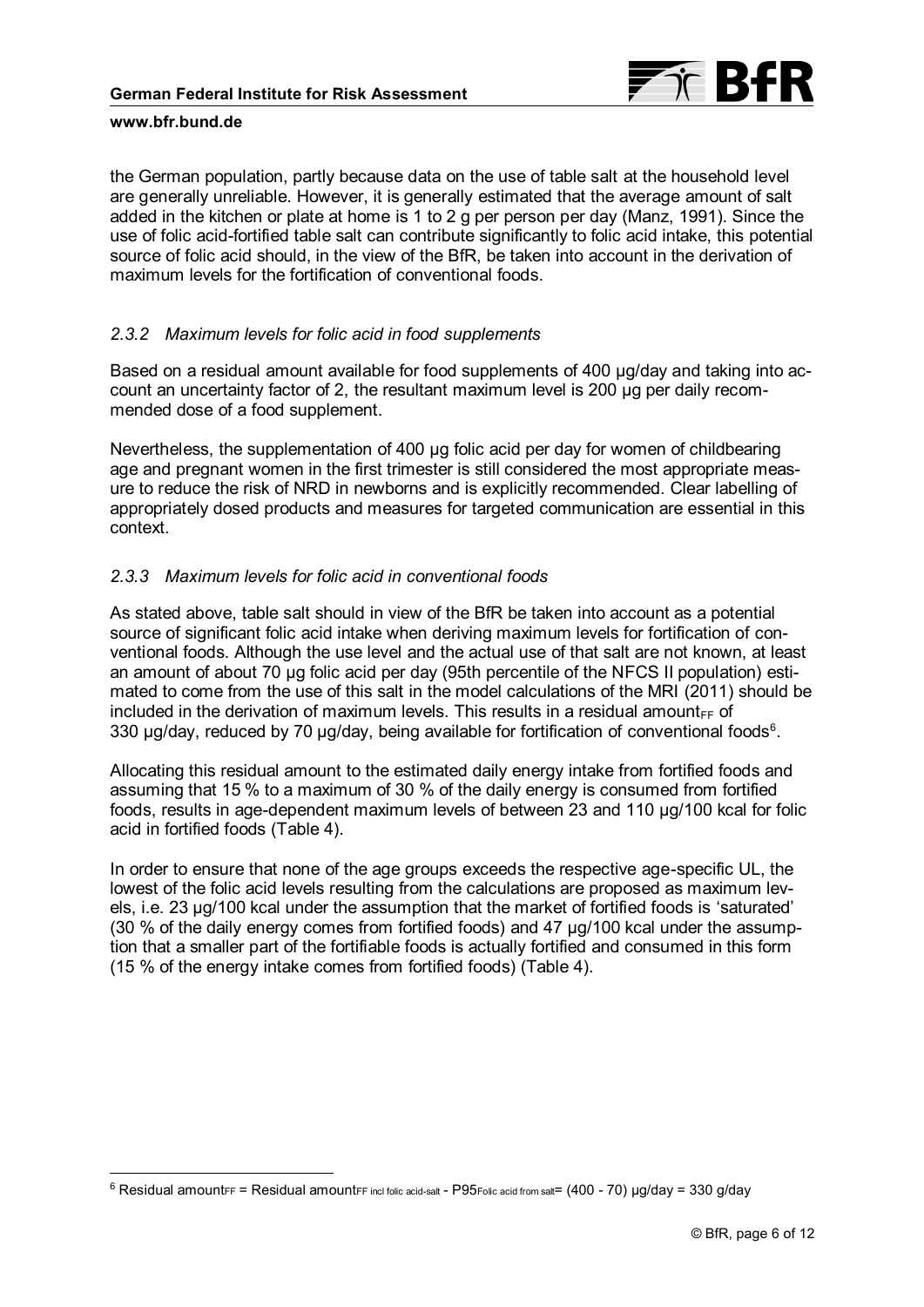the German population, partly because data on the use of table salt at the household level are generally unreliable. However, it is generally estimated that the average amount of salt added in the kitchen or plate at home is 1 to 2 g per person per day (Manz, 1991). Since the use of folic acid-fortified table salt can contribute significantly to folic acid intake, this potential source of folic acid should, in the view of the BfR, be taken into account in the derivation of maximum levels for the fortification of conventional foods.

### *2.3.2 Maximum levels for folic acid in food supplements*

Based on a residual amount available for food supplements of 400 µg/day and taking into account an uncertainty factor of 2, the resultant maximum level is 200 µg per daily recommended dose of a food supplement.

Nevertheless, the supplementation of 400 µg folic acid per day for women of childbearing age and pregnant women in the first trimester is still considered the most appropriate measure to reduce the risk of NRD in newborns and is explicitly recommended. Clear labelling of appropriately dosed products and measures for targeted communication are essential in this context.

### *2.3.3 Maximum levels for folic acid in conventional foods*

As stated above, table salt should in view of the BfR be taken into account as a potential source of significant folic acid intake when deriving maximum levels for fortification of conventional foods. Although the use level and the actual use of that salt are not known, at least an amount of about 70 µg folic acid per day (95th percentile of the NFCS II population) estimated to come from the use of this salt in the model calculations of the MRI (2011) should be included in the derivation of maximum levels. This results in a residual amount$_{FF}$ of 330 µg/day, reduced by 70 µg/day, being available for fortification of conventional foods[6].

Allocating this residual amount to the estimated daily energy intake from fortified foods and assuming that 15 % to a maximum of 30 % of the daily energy is consumed from fortified foods, results in age-dependent maximum levels of between 23 and 110 µg/100 kcal for folic acid in fortified foods (Table 4).

In order to ensure that none of the age groups exceeds the respective age-specific UL, the lowest of the folic acid levels resulting from the calculations are proposed as maximum levels, i.e. 23 µg/100 kcal under the assumption that the market of fortified foods is 'saturated' (30 % of the daily energy comes from fortified foods) and 47 µg/100 kcal under the assumption that a smaller part of the fortifiable foods is actually fortified and consumed in this form (15 % of the energy intake comes from fortified foods) (Table 4).

---

[6] Residual amount$_{FF}$ = Residual amount$_{FF\ incl\ folic\ acid\text{-}salt}$ - $P95_{Folic\ acid\ from\ salt}$= (400 - 70) µg/day = 330 g/day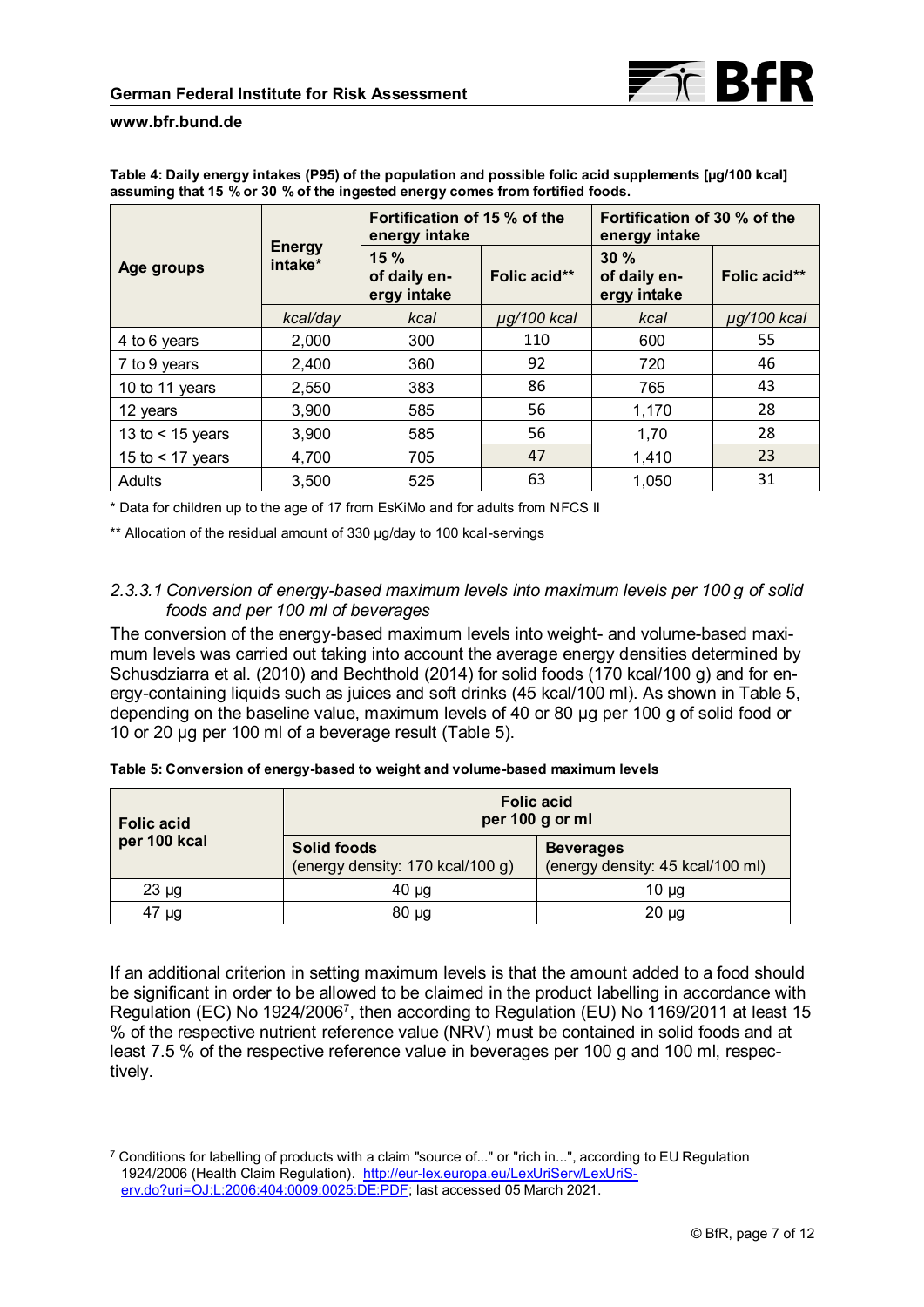**Table 4: Daily energy intakes (P95) of the population and possible folic acid supplements [µg/100 kcal] assuming that 15 % or 30 % of the ingested energy comes from fortified foods.**

| Age groups | Energy intake* | Fortification of 15 % of the energy intake | | Fortification of 30 % of the energy intake | |
|---|---|---|---|---|---|
| | | 15 % of daily energy intake | Folic acid** | 30 % of daily energy intake | Folic acid** |
| | *kcal/day* | *kcal* | *µg/100 kcal* | *kcal* | *µg/100 kcal* |
| 4 to 6 years | 2,000 | 300 | 110 | 600 | 55 |
| 7 to 9 years | 2,400 | 360 | 92 | 720 | 46 |
| 10 to 11 years | 2,550 | 383 | 86 | 765 | 43 |
| 12 years | 3,900 | 585 | 56 | 1,170 | 28 |
| 13 to < 15 years | 3,900 | 585 | 56 | 1,70 | 28 |
| 15 to < 17 years | 4,700 | 705 | 47 | 1,410 | 23 |
| Adults | 3,500 | 525 | 63 | 1,050 | 31 |

\* Data for children up to the age of 17 from EsKiMo and for adults from NFCS II

\** Allocation of the residual amount of 330 µg/day to 100 kcal-servings

#### *2.3.3.1 Conversion of energy-based maximum levels into maximum levels per 100 g of solid foods and per 100 ml of beverages*

The conversion of the energy-based maximum levels into weight- and volume-based maximum levels was carried out taking into account the average energy densities determined by Schusdziarra et al. (2010) and Bechthold (2014) for solid foods (170 kcal/100 g) and for energy-containing liquids such as juices and soft drinks (45 kcal/100 ml). As shown in Table 5, depending on the baseline value, maximum levels of 40 or 80 µg per 100 g of solid food or 10 or 20 µg per 100 ml of a beverage result (Table 5).

**Table 5: Conversion of energy-based to weight and volume-based maximum levels**

| Folic acid per 100 kcal | Folic acid per 100 g or ml | |
|---|---|---|
| | **Solid foods** (energy density: 170 kcal/100 g) | **Beverages** (energy density: 45 kcal/100 ml) |
| 23 µg | 40 µg | 10 µg |
| 47 µg | 80 µg | 20 µg |

If an additional criterion in setting maximum levels is that the amount added to a food should be significant in order to be allowed to be claimed in the product labelling in accordance with Regulation (EC) No 1924/2006[7], then according to Regulation (EU) No 1169/2011 at least 15 % of the respective nutrient reference value (NRV) must be contained in solid foods and at least 7.5 % of the respective reference value in beverages per 100 g and 100 ml, respectively.

---

[7] Conditions for labelling of products with a claim "source of..." or "rich in...", according to EU Regulation 1924/2006 (Health Claim Regulation). http://eur-lex.europa.eu/LexUriServ/LexUriServ.do?uri=OJ:L:2006:404:0009:0025:DE:PDF; last accessed 05 March 2021.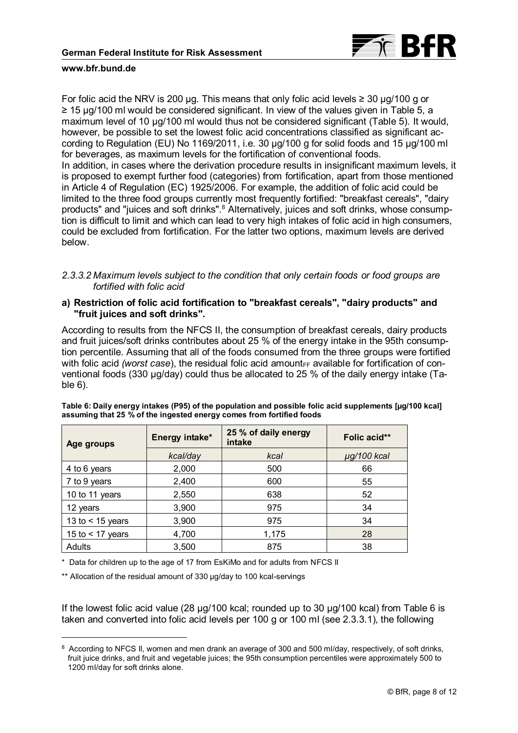For folic acid the NRV is 200 µg. This means that only folic acid levels ≥ 30 µg/100 g or ≥ 15 µg/100 ml would be considered significant. In view of the values given in Table 5, a maximum level of 10 µg/100 ml would thus not be considered significant (Table 5). It would, however, be possible to set the lowest folic acid concentrations classified as significant according to Regulation (EU) No 1169/2011, i.e. 30 µg/100 g for solid foods and 15 µg/100 ml for beverages, as maximum levels for the fortification of conventional foods.
In addition, in cases where the derivation procedure results in insignificant maximum levels, it is proposed to exempt further food (categories) from fortification, apart from those mentioned in Article 4 of Regulation (EC) 1925/2006. For example, the addition of folic acid could be limited to the three food groups currently most frequently fortified: "breakfast cereals", "dairy products" and "juices and soft drinks".[8] Alternatively, juices and soft drinks, whose consumption is difficult to limit and which can lead to very high intakes of folic acid in high consumers, could be excluded from fortification. For the latter two options, maximum levels are derived below.

### *2.3.3.2 Maximum levels subject to the condition that only certain foods or food groups are fortified with folic acid*

**a) Restriction of folic acid fortification to "breakfast cereals", "dairy products" and "fruit juices and soft drinks".**

According to results from the NFCS II, the consumption of breakfast cereals, dairy products and fruit juices/soft drinks contributes about 25 % of the energy intake in the 95th consumption percentile. Assuming that all of the foods consumed from the three groups were fortified with folic acid *(worst case*), the residual folic acid amount$_{FF}$ available for fortification of conventional foods (330 µg/day) could thus be allocated to 25 % of the daily energy intake (Table 6).

**Table 6: Daily energy intakes (P95) of the population and possible folic acid supplements [µg/100 kcal] assuming that 25 % of the ingested energy comes from fortified foods**

| Age groups | Energy intake* | 25 % of daily energy intake | Folic acid** |
|---|---|---|---|
| | *kcal/day* | *kcal* | *µg/100 kcal* |
| 4 to 6 years | 2,000 | 500 | 66 |
| 7 to 9 years | 2,400 | 600 | 55 |
| 10 to 11 years | 2,550 | 638 | 52 |
| 12 years | 3,900 | 975 | 34 |
| 13 to < 15 years | 3,900 | 975 | 34 |
| 15 to < 17 years | 4,700 | 1,175 | 28 |
| Adults | 3,500 | 875 | 38 |

\* Data for children up to the age of 17 from EsKiMo and for adults from NFCS II

\** Allocation of the residual amount of 330 µg/day to 100 kcal-servings

If the lowest folic acid value (28 µg/100 kcal; rounded up to 30 µg/100 kcal) from Table 6 is taken and converted into folic acid levels per 100 g or 100 ml (see 2.3.3.1), the following

[8] According to NFCS II, women and men drank an average of 300 and 500 ml/day, respectively, of soft drinks, fruit juice drinks, and fruit and vegetable juices; the 95th consumption percentiles were approximately 500 to 1200 ml/day for soft drinks alone.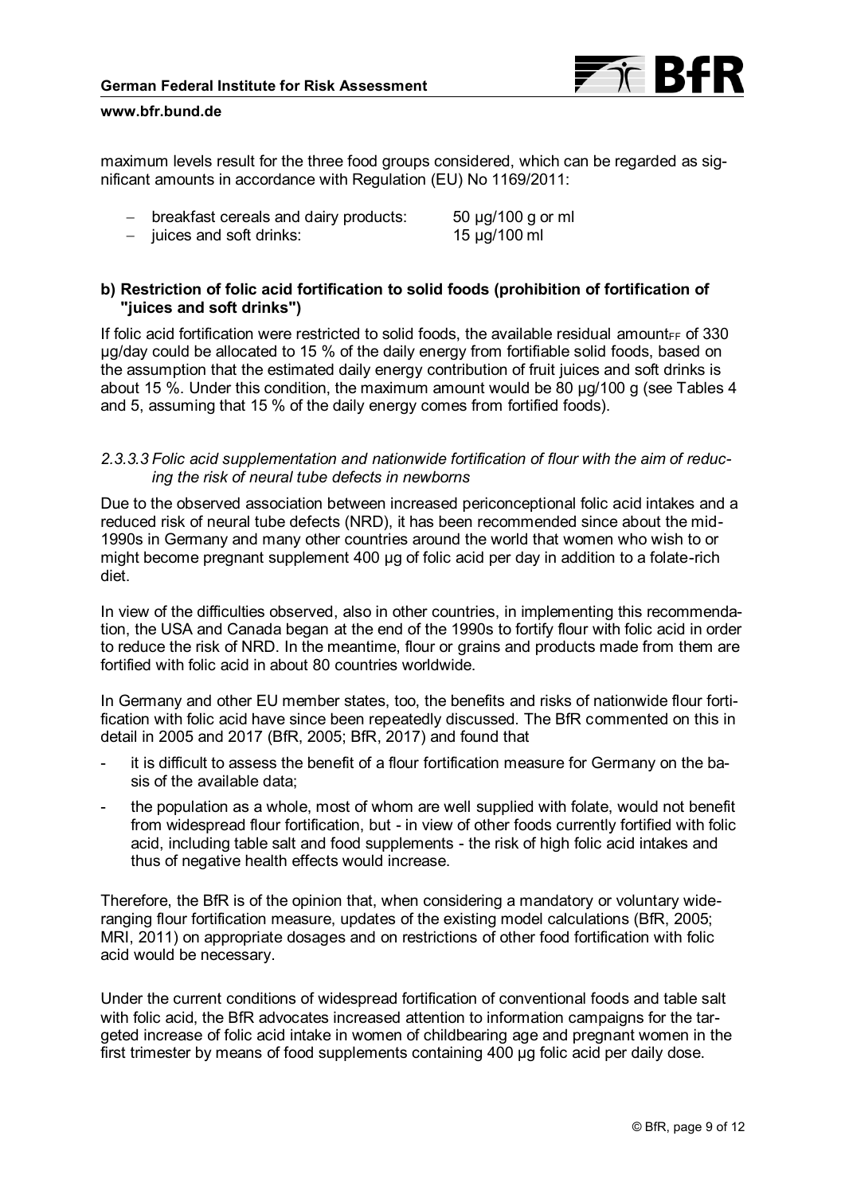maximum levels result for the three food groups considered, which can be regarded as significant amounts in accordance with Regulation (EU) No 1169/2011:

- breakfast cereals and dairy products: 50 µg/100 g or ml
- juices and soft drinks: 15 µg/100 ml

**b) Restriction of folic acid fortification to solid foods (prohibition of fortification of "juices and soft drinks")**

If folic acid fortification were restricted to solid foods, the available residual amount$_{FF}$ of 330 µg/day could be allocated to 15 % of the daily energy from fortifiable solid foods, based on the assumption that the estimated daily energy contribution of fruit juices and soft drinks is about 15 %. Under this condition, the maximum amount would be 80 µg/100 g (see Tables 4 and 5, assuming that 15 % of the daily energy comes from fortified foods).

*2.3.3.3 Folic acid supplementation and nationwide fortification of flour with the aim of reducing the risk of neural tube defects in newborns*

Due to the observed association between increased periconceptional folic acid intakes and a reduced risk of neural tube defects (NRD), it has been recommended since about the mid-1990s in Germany and many other countries around the world that women who wish to or might become pregnant supplement 400 µg of folic acid per day in addition to a folate-rich diet.

In view of the difficulties observed, also in other countries, in implementing this recommendation, the USA and Canada began at the end of the 1990s to fortify flour with folic acid in order to reduce the risk of NRD. In the meantime, flour or grains and products made from them are fortified with folic acid in about 80 countries worldwide.

In Germany and other EU member states, too, the benefits and risks of nationwide flour fortification with folic acid have since been repeatedly discussed. The BfR commented on this in detail in 2005 and 2017 (BfR, 2005; BfR, 2017) and found that

- it is difficult to assess the benefit of a flour fortification measure for Germany on the basis of the available data;
- the population as a whole, most of whom are well supplied with folate, would not benefit from widespread flour fortification, but - in view of other foods currently fortified with folic acid, including table salt and food supplements - the risk of high folic acid intakes and thus of negative health effects would increase.

Therefore, the BfR is of the opinion that, when considering a mandatory or voluntary wide-ranging flour fortification measure, updates of the existing model calculations (BfR, 2005; MRI, 2011) on appropriate dosages and on restrictions of other food fortification with folic acid would be necessary.

Under the current conditions of widespread fortification of conventional foods and table salt with folic acid, the BfR advocates increased attention to information campaigns for the targeted increase of folic acid intake in women of childbearing age and pregnant women in the first trimester by means of food supplements containing 400 µg folic acid per daily dose.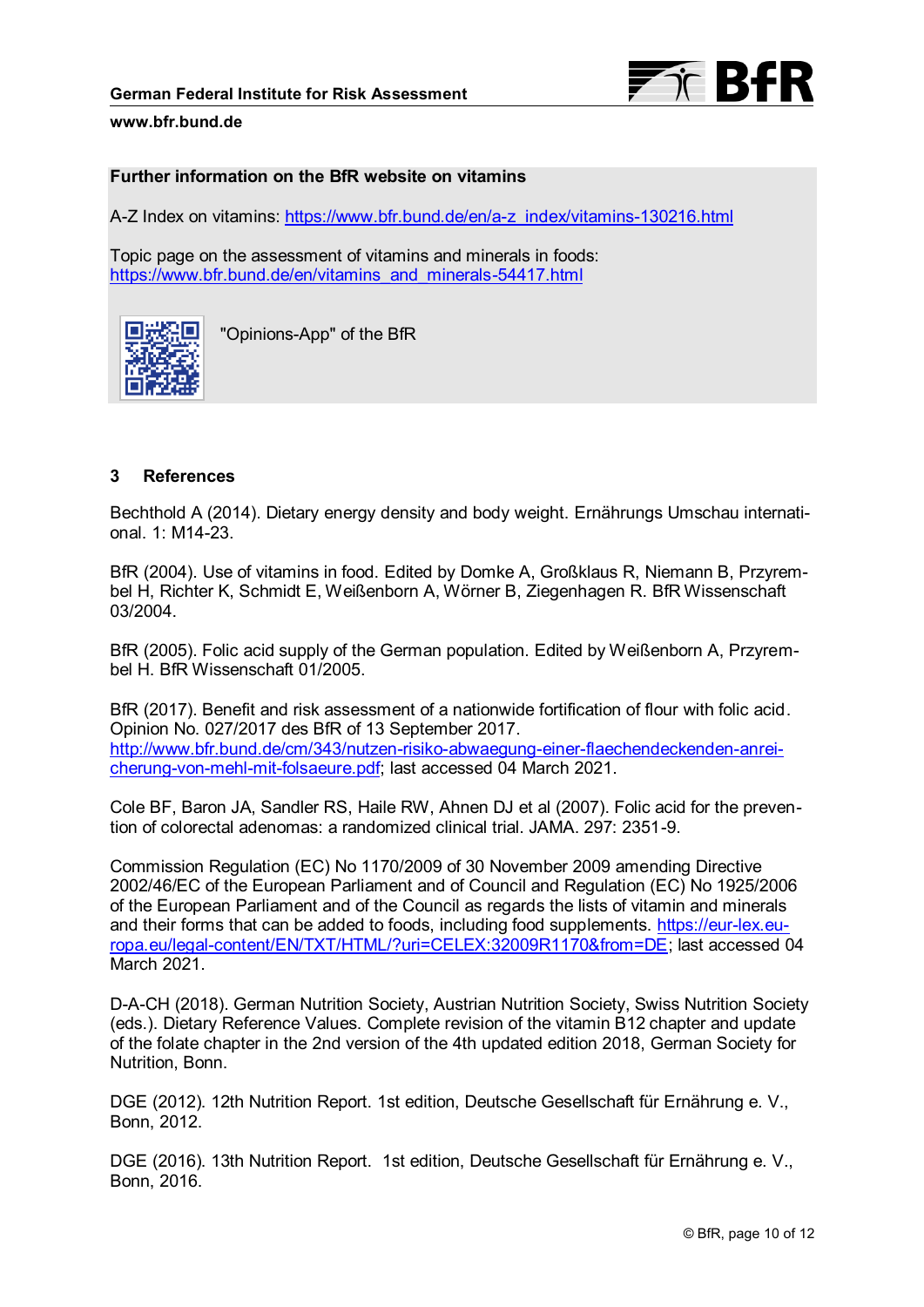**Further information on the BfR website on vitamins**

A-Z Index on vitamins: https://www.bfr.bund.de/en/a-z_index/vitamins-130216.html

Topic page on the assessment of vitamins and minerals in foods: https://www.bfr.bund.de/en/vitamins_and_minerals-54417.html

"Opinions-App" of the BfR

## 3 References

Bechthold A (2014). Dietary energy density and body weight. Ernährungs Umschau international. 1: M14-23.

BfR (2004). Use of vitamins in food. Edited by Domke A, Großklaus R, Niemann B, Przyrembel H, Richter K, Schmidt E, Weißenborn A, Wörner B, Ziegenhagen R. BfR Wissenschaft 03/2004.

BfR (2005). Folic acid supply of the German population. Edited by Weißenborn A, Przyrembel H. BfR Wissenschaft 01/2005.

BfR (2017). Benefit and risk assessment of a nationwide fortification of flour with folic acid. Opinion No. 027/2017 des BfR of 13 September 2017. http://www.bfr.bund.de/cm/343/nutzen-risiko-abwaegung-einer-flaechendeckenden-anreicherung-von-mehl-mit-folsaeure.pdf; last accessed 04 March 2021.

Cole BF, Baron JA, Sandler RS, Haile RW, Ahnen DJ et al (2007). Folic acid for the prevention of colorectal adenomas: a randomized clinical trial. JAMA. 297: 2351-9.

Commission Regulation (EC) No 1170/2009 of 30 November 2009 amending Directive 2002/46/EC of the European Parliament and of Council and Regulation (EC) No 1925/2006 of the European Parliament and of the Council as regards the lists of vitamin and minerals and their forms that can be added to foods, including food supplements. https://eur-lex.europa.eu/legal-content/EN/TXT/HTML/?uri=CELEX:32009R1170&from=DE; last accessed 04 March 2021.

D-A-CH (2018). German Nutrition Society, Austrian Nutrition Society, Swiss Nutrition Society (eds.). Dietary Reference Values. Complete revision of the vitamin B12 chapter and update of the folate chapter in the 2nd version of the 4th updated edition 2018, German Society for Nutrition, Bonn.

DGE (2012). 12th Nutrition Report. 1st edition, Deutsche Gesellschaft für Ernährung e. V., Bonn, 2012.

DGE (2016). 13th Nutrition Report. 1st edition, Deutsche Gesellschaft für Ernährung e. V., Bonn, 2016.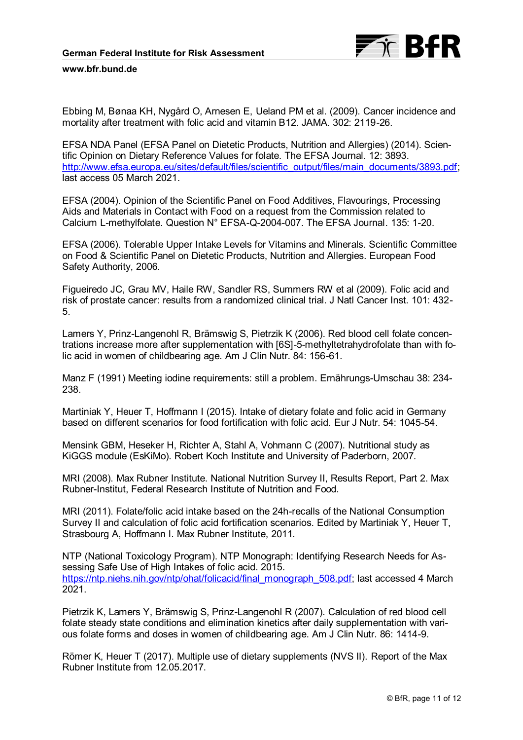Ebbing M, Bønaa KH, Nygård O, Arnesen E, Ueland PM et al. (2009). Cancer incidence and mortality after treatment with folic acid and vitamin B12. JAMA. 302: 2119-26.

EFSA NDA Panel (EFSA Panel on Dietetic Products, Nutrition and Allergies) (2014). Scientific Opinion on Dietary Reference Values for folate. The EFSA Journal. 12: 3893. http://www.efsa.europa.eu/sites/default/files/scientific_output/files/main_documents/3893.pdf; last access 05 March 2021.

EFSA (2004). Opinion of the Scientific Panel on Food Additives, Flavourings, Processing Aids and Materials in Contact with Food on a request from the Commission related to Calcium L-methylfolate. Question N° EFSA-Q-2004-007. The EFSA Journal. 135: 1-20.

EFSA (2006). Tolerable Upper Intake Levels for Vitamins and Minerals. Scientific Committee on Food & Scientific Panel on Dietetic Products, Nutrition and Allergies. European Food Safety Authority, 2006.

Figueiredo JC, Grau MV, Haile RW, Sandler RS, Summers RW et al (2009). Folic acid and risk of prostate cancer: results from a randomized clinical trial. J Natl Cancer Inst. 101: 432-5.

Lamers Y, Prinz-Langenohl R, Brämswig S, Pietrzik K (2006). Red blood cell folate concentrations increase more after supplementation with [6S]-5-methyltetrahydrofolate than with folic acid in women of childbearing age. Am J Clin Nutr. 84: 156-61.

Manz F (1991) Meeting iodine requirements: still a problem. Ernährungs-Umschau 38: 234-238.

Martiniak Y, Heuer T, Hoffmann I (2015). Intake of dietary folate and folic acid in Germany based on different scenarios for food fortification with folic acid. Eur J Nutr. 54: 1045-54.

Mensink GBM, Heseker H, Richter A, Stahl A, Vohmann C (2007). Nutritional study as KiGGS module (EsKiMo). Robert Koch Institute and University of Paderborn, 2007.

MRI (2008). Max Rubner Institute. National Nutrition Survey II, Results Report, Part 2. Max Rubner-Institut, Federal Research Institute of Nutrition and Food.

MRI (2011). Folate/folic acid intake based on the 24h-recalls of the National Consumption Survey II and calculation of folic acid fortification scenarios. Edited by Martiniak Y, Heuer T, Strasbourg A, Hoffmann I. Max Rubner Institute, 2011.

NTP (National Toxicology Program). NTP Monograph: Identifying Research Needs for Assessing Safe Use of High Intakes of folic acid. 2015. https://ntp.niehs.nih.gov/ntp/ohat/folicacid/final_monograph_508.pdf; last accessed 4 March 2021.

Pietrzik K, Lamers Y, Brämswig S, Prinz-Langenohl R (2007). Calculation of red blood cell folate steady state conditions and elimination kinetics after daily supplementation with various folate forms and doses in women of childbearing age. Am J Clin Nutr. 86: 1414-9.

Römer K, Heuer T (2017). Multiple use of dietary supplements (NVS II). Report of the Max Rubner Institute from 12.05.2017.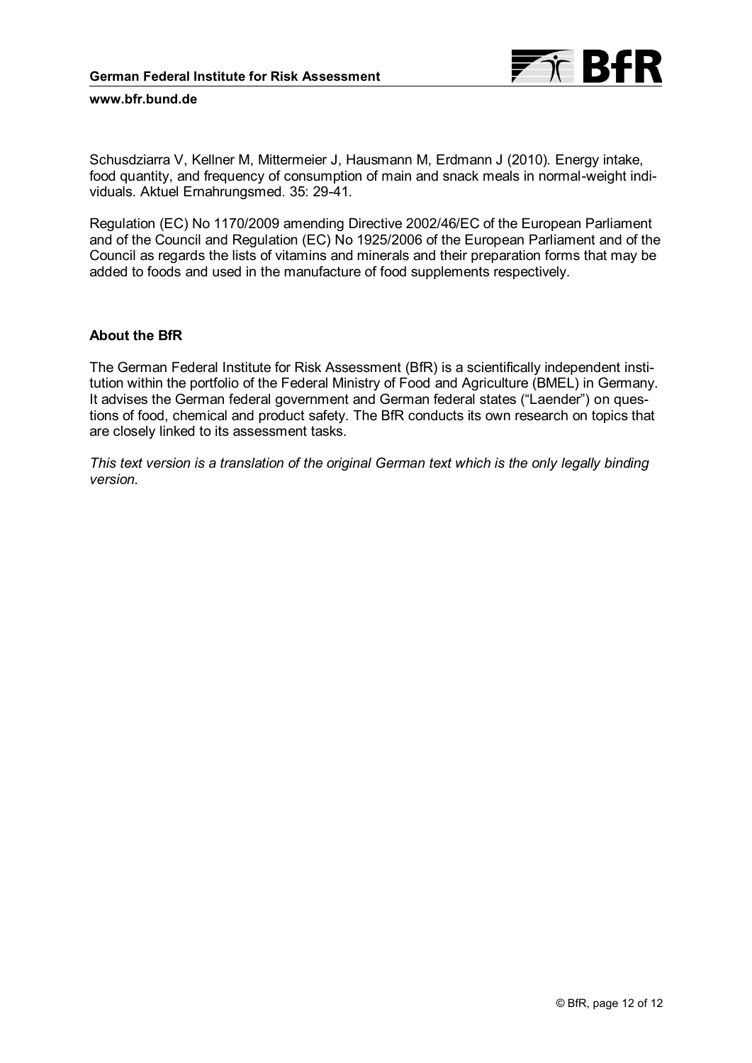Schusdziarra V, Kellner M, Mittermeier J, Hausmann M, Erdmann J (2010). Energy intake, food quantity, and frequency of consumption of main and snack meals in normal-weight individuals. Aktuel Ernahrungsmed. 35: 29-41.

Regulation (EC) No 1170/2009 amending Directive 2002/46/EC of the European Parliament and of the Council and Regulation (EC) No 1925/2006 of the European Parliament and of the Council as regards the lists of vitamins and minerals and their preparation forms that may be added to foods and used in the manufacture of food supplements respectively.

### About the BfR

The German Federal Institute for Risk Assessment (BfR) is a scientifically independent institution within the portfolio of the Federal Ministry of Food and Agriculture (BMEL) in Germany. It advises the German federal government and German federal states ("Laender") on questions of food, chemical and product safety. The BfR conducts its own research on topics that are closely linked to its assessment tasks.

*This text version is a translation of the original German text which is the only legally binding version.*